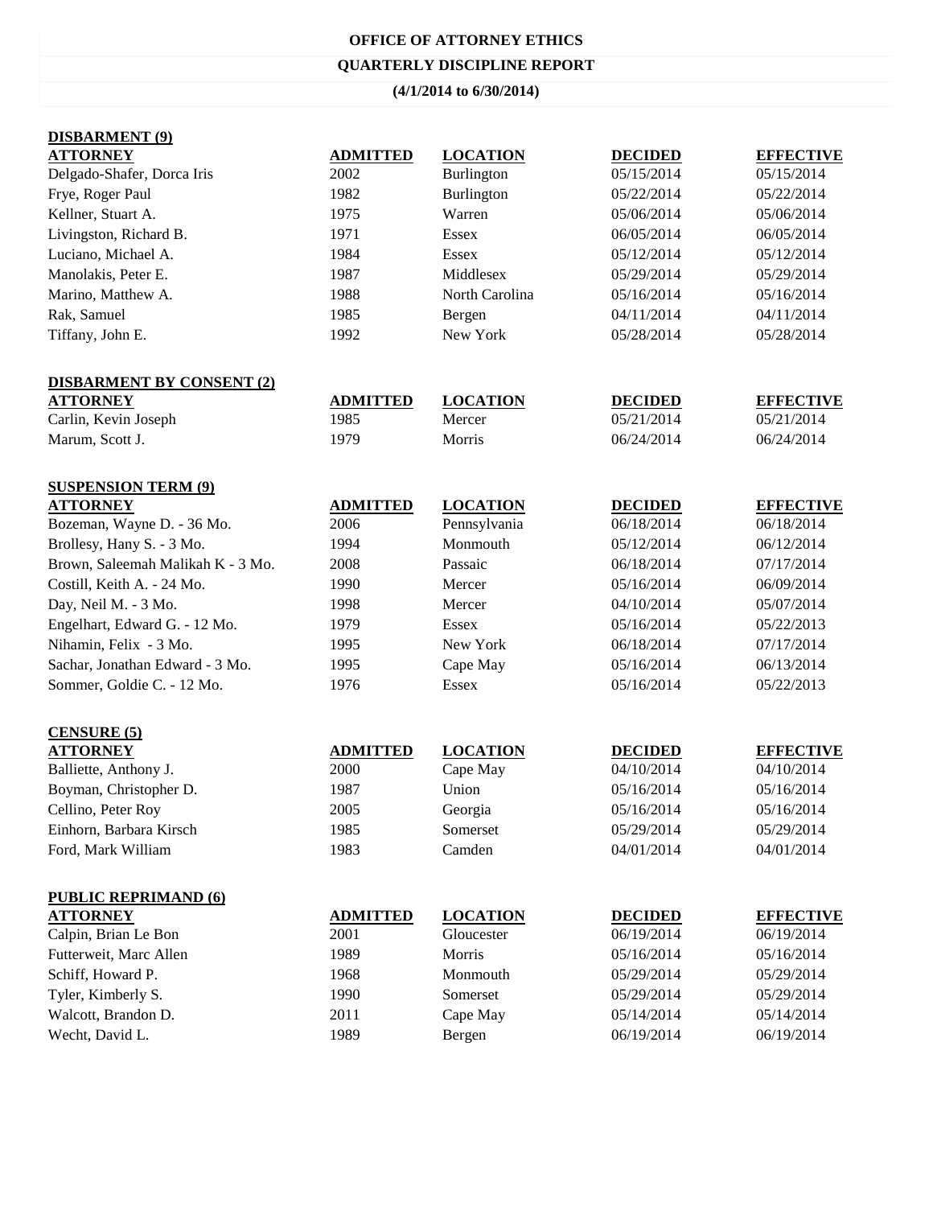# OFFICE OF ATTORNEY ETHICS

## QUARTERLY DISCIPLINE REPORT

### (4/1/2014 to 6/30/2014)

**DISBARMENT (9)**

| ATTORNEY | ADMITTED | LOCATION | DECIDED | EFFECTIVE |
|---|---|---|---|---|
| Delgado-Shafer, Dorca Iris | 2002 | Burlington | 05/15/2014 | 05/15/2014 |
| Frye, Roger Paul | 1982 | Burlington | 05/22/2014 | 05/22/2014 |
| Kellner, Stuart A. | 1975 | Warren | 05/06/2014 | 05/06/2014 |
| Livingston, Richard B. | 1971 | Essex | 06/05/2014 | 06/05/2014 |
| Luciano, Michael A. | 1984 | Essex | 05/12/2014 | 05/12/2014 |
| Manolakis, Peter E. | 1987 | Middlesex | 05/29/2014 | 05/29/2014 |
| Marino, Matthew A. | 1988 | North Carolina | 05/16/2014 | 05/16/2014 |
| Rak, Samuel | 1985 | Bergen | 04/11/2014 | 04/11/2014 |
| Tiffany, John E. | 1992 | New York | 05/28/2014 | 05/28/2014 |

**DISBARMENT BY CONSENT (2)**

| ATTORNEY | ADMITTED | LOCATION | DECIDED | EFFECTIVE |
|---|---|---|---|---|
| Carlin, Kevin Joseph | 1985 | Mercer | 05/21/2014 | 05/21/2014 |
| Marum, Scott J. | 1979 | Morris | 06/24/2014 | 06/24/2014 |

**SUSPENSION TERM (9)**

| ATTORNEY | ADMITTED | LOCATION | DECIDED | EFFECTIVE |
|---|---|---|---|---|
| Bozeman, Wayne D. - 36 Mo. | 2006 | Pennsylvania | 06/18/2014 | 06/18/2014 |
| Brollesy, Hany S. - 3 Mo. | 1994 | Monmouth | 05/12/2014 | 06/12/2014 |
| Brown, Saleemah Malikah K - 3 Mo. | 2008 | Passaic | 06/18/2014 | 07/17/2014 |
| Costill, Keith A. - 24 Mo. | 1990 | Mercer | 05/16/2014 | 06/09/2014 |
| Day, Neil M. - 3 Mo. | 1998 | Mercer | 04/10/2014 | 05/07/2014 |
| Engelhart, Edward G. - 12 Mo. | 1979 | Essex | 05/16/2014 | 05/22/2013 |
| Nihamin, Felix - 3 Mo. | 1995 | New York | 06/18/2014 | 07/17/2014 |
| Sachar, Jonathan Edward - 3 Mo. | 1995 | Cape May | 05/16/2014 | 06/13/2014 |
| Sommer, Goldie C. - 12 Mo. | 1976 | Essex | 05/16/2014 | 05/22/2013 |

**CENSURE (5)**

| ATTORNEY | ADMITTED | LOCATION | DECIDED | EFFECTIVE |
|---|---|---|---|---|
| Balliette, Anthony J. | 2000 | Cape May | 04/10/2014 | 04/10/2014 |
| Boyman, Christopher D. | 1987 | Union | 05/16/2014 | 05/16/2014 |
| Cellino, Peter Roy | 2005 | Georgia | 05/16/2014 | 05/16/2014 |
| Einhorn, Barbara Kirsch | 1985 | Somerset | 05/29/2014 | 05/29/2014 |
| Ford, Mark William | 1983 | Camden | 04/01/2014 | 04/01/2014 |

**PUBLIC REPRIMAND (6)**

| ATTORNEY | ADMITTED | LOCATION | DECIDED | EFFECTIVE |
|---|---|---|---|---|
| Calpin, Brian Le Bon | 2001 | Gloucester | 06/19/2014 | 06/19/2014 |
| Futterweit, Marc Allen | 1989 | Morris | 05/16/2014 | 05/16/2014 |
| Schiff, Howard P. | 1968 | Monmouth | 05/29/2014 | 05/29/2014 |
| Tyler, Kimberly S. | 1990 | Somerset | 05/29/2014 | 05/29/2014 |
| Walcott, Brandon D. | 2011 | Cape May | 05/14/2014 | 05/14/2014 |
| Wecht, David L. | 1989 | Bergen | 06/19/2014 | 06/19/2014 |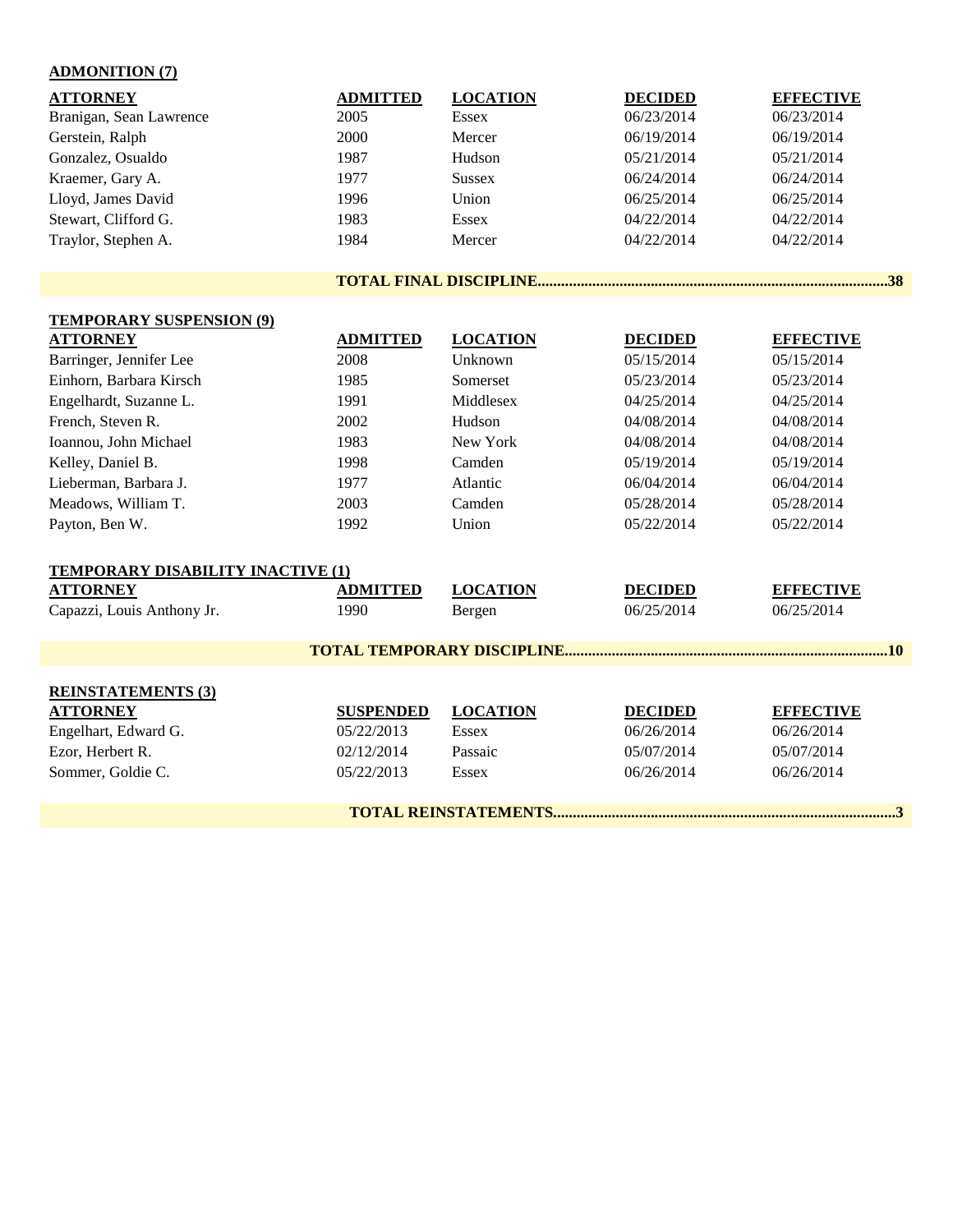**ADMONITION (7)**

| ATTORNEY | ADMITTED | LOCATION | DECIDED | EFFECTIVE |
|---|---|---|---|---|
| Branigan, Sean Lawrence | 2005 | Essex | 06/23/2014 | 06/23/2014 |
| Gerstein, Ralph | 2000 | Mercer | 06/19/2014 | 06/19/2014 |
| Gonzalez, Osualdo | 1987 | Hudson | 05/21/2014 | 05/21/2014 |
| Kraemer, Gary A. | 1977 | Sussex | 06/24/2014 | 06/24/2014 |
| Lloyd, James David | 1996 | Union | 06/25/2014 | 06/25/2014 |
| Stewart, Clifford G. | 1983 | Essex | 04/22/2014 | 04/22/2014 |
| Traylor, Stephen A. | 1984 | Mercer | 04/22/2014 | 04/22/2014 |

**TOTAL FINAL DISCIPLINE.........................................................................................38**

**TEMPORARY SUSPENSION (9)**

| ATTORNEY | ADMITTED | LOCATION | DECIDED | EFFECTIVE |
|---|---|---|---|---|
| Barringer, Jennifer Lee | 2008 | Unknown | 05/15/2014 | 05/15/2014 |
| Einhorn, Barbara Kirsch | 1985 | Somerset | 05/23/2014 | 05/23/2014 |
| Engelhardt, Suzanne L. | 1991 | Middlesex | 04/25/2014 | 04/25/2014 |
| French, Steven R. | 2002 | Hudson | 04/08/2014 | 04/08/2014 |
| Ioannou, John Michael | 1983 | New York | 04/08/2014 | 04/08/2014 |
| Kelley, Daniel B. | 1998 | Camden | 05/19/2014 | 05/19/2014 |
| Lieberman, Barbara J. | 1977 | Atlantic | 06/04/2014 | 06/04/2014 |
| Meadows, William T. | 2003 | Camden | 05/28/2014 | 05/28/2014 |
| Payton, Ben W. | 1992 | Union | 05/22/2014 | 05/22/2014 |

**TEMPORARY DISABILITY INACTIVE (1)**

| ATTORNEY | ADMITTED | LOCATION | DECIDED | EFFECTIVE |
|---|---|---|---|---|
| Capazzi, Louis Anthony Jr. | 1990 | Bergen | 06/25/2014 | 06/25/2014 |

**TOTAL TEMPORARY DISCIPLINE..................................................................................10**

**REINSTATEMENTS (3)**

| ATTORNEY | SUSPENDED | LOCATION | DECIDED | EFFECTIVE |
|---|---|---|---|---|
| Engelhart, Edward G. | 05/22/2013 | Essex | 06/26/2014 | 06/26/2014 |
| Ezor, Herbert R. | 02/12/2014 | Passaic | 05/07/2014 | 05/07/2014 |
| Sommer, Goldie C. | 05/22/2013 | Essex | 06/26/2014 | 06/26/2014 |

**TOTAL REINSTATEMENTS.......................................................................................3**